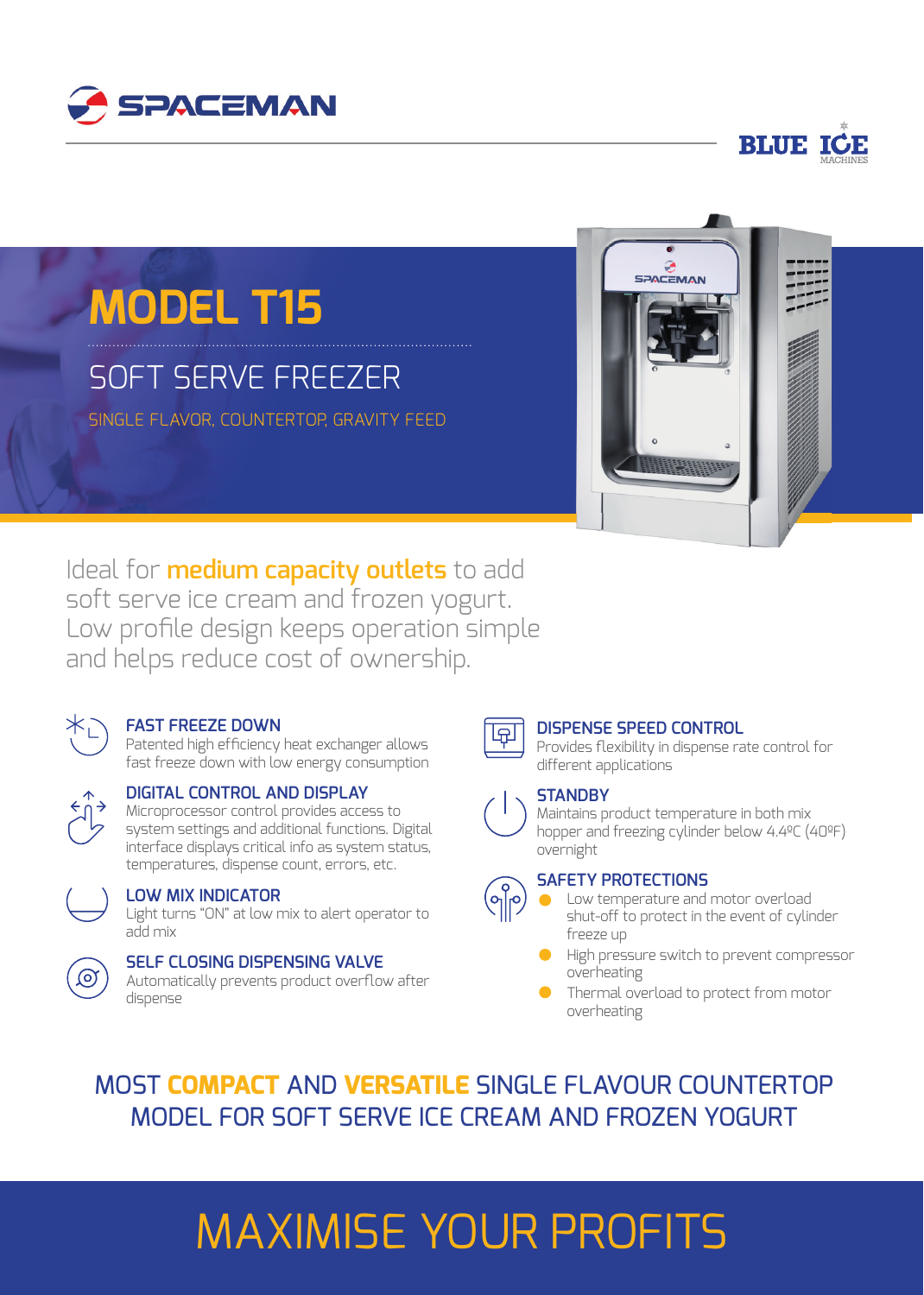SPACEMAN

BLUE ICE MACHINES

# MODEL T15

## SOFT SERVE FREEZER

SINGLE FLAVOR, COUNTERTOP, GRAVITY FEED

Ideal for **medium capacity outlets** to add soft serve ice cream and frozen yogurt. Low profile design keeps operation simple and helps reduce cost of ownership.

### FAST FREEZE DOWN
Patented high efficiency heat exchanger allows fast freeze down with low energy consumption

### DIGITAL CONTROL AND DISPLAY
Microprocessor control provides access to system settings and additional functions. Digital interface displays critical info as system status, temperatures, dispense count, errors, etc.

### LOW MIX INDICATOR
Light turns "ON" at low mix to alert operator to add mix

### SELF CLOSING DISPENSING VALVE
Automatically prevents product overflow after dispense

### DISPENSE SPEED CONTROL
Provides flexibility in dispense rate control for different applications

### STANDBY
Maintains product temperature in both mix hopper and freezing cylinder below 4.4ºC (40ºF) overnight

### SAFETY PROTECTIONS
- Low temperature and motor overload shut-off to protect in the event of cylinder freeze up
- High pressure switch to prevent compressor overheating
- Thermal overload to protect from motor overheating

## MOST **COMPACT** AND **VERSATILE** SINGLE FLAVOUR COUNTERTOP MODEL FOR SOFT SERVE ICE CREAM AND FROZEN YOGURT

# MAXIMISE YOUR PROFITS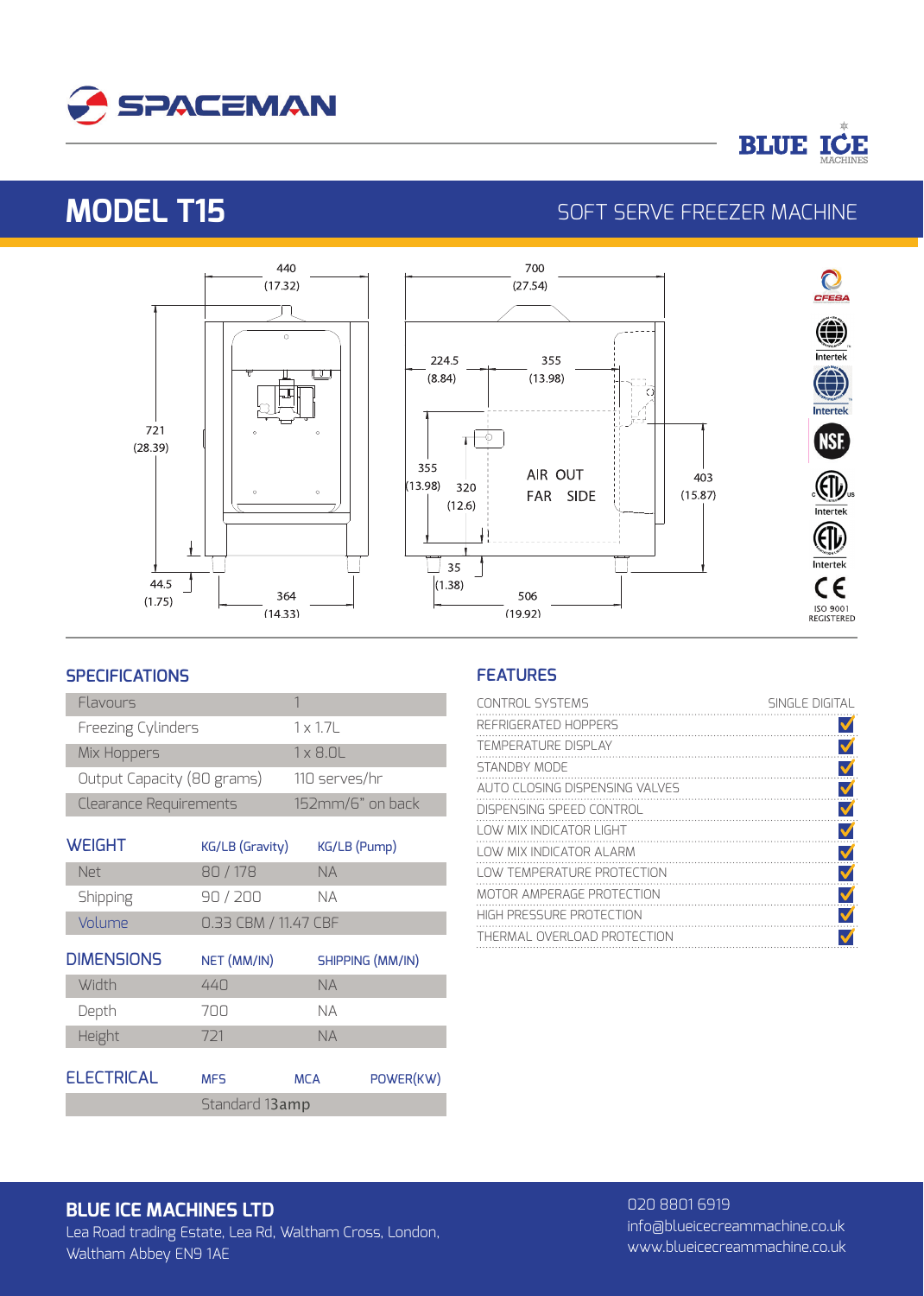SPACEMAN

BLUE ICE MACHINES

# MODEL T15

SOFT SERVE FREEZER MACHINE

440
(17.32)

721
(28.39)

44.5
(1.75)

364
(14.33)

700
(27.54)

224.5
(8.84)

355
(13.98)

355
(13.98)

320
(12.6)

AIR OUT
FAR SIDE

403
(15.87)

35
(1.38)

506
(19.92)

CFESA

Intertek

Intertek

NSF

Intertek

Intertek

CE

ISO 9001 REGISTERED

## SPECIFICATIONS

| | |
|---|---|
| Flavours | 1 |
| Freezing Cylinders | 1 x 1.7L |
| Mix Hoppers | 1 x 8.0L |
| Output Capacity (80 grams) | 110 serves/hr |
| Clearance Requirements | 152mm/6" on back |

| WEIGHT | KG/LB (Gravity) | KG/LB (Pump) |
|---|---|---|
| Net | 80 / 178 | NA |
| Shipping | 90 / 200 | NA |
| Volume | 0.33 CBM / 11.47 CBF | |

| DIMENSIONS | NET (MM/IN) | SHIPPING (MM/IN) |
|---|---|---|
| Width | 440 | NA |
| Depth | 700 | NA |
| Height | 721 | NA |

| ELECTRICAL | MFS | MCA | POWER(KW) |
|---|---|---|---|
| | Standard 13amp | | |

## FEATURES

| | |
|---|---|
| CONTROL SYSTEMS | SINGLE DIGITAL |
| REFRIGERATED HOPPERS | ✓ |
| TEMPERATURE DISPLAY | ✓ |
| STANDBY MODE | ✓ |
| AUTO CLOSING DISPENSING VALVES | ✓ |
| DISPENSING SPEED CONTROL | ✓ |
| LOW MIX INDICATOR LIGHT | ✓ |
| LOW MIX INDICATOR ALARM | ✓ |
| LOW TEMPERATURE PROTECTION | ✓ |
| MOTOR AMPERAGE PROTECTION | ✓ |
| HIGH PRESSURE PROTECTION | ✓ |
| THERMAL OVERLOAD PROTECTION | ✓ |

**BLUE ICE MACHINES LTD**
Lea Road trading Estate, Lea Rd, Waltham Cross, London, Waltham Abbey EN9 1AE

020 8801 6919
info@blueicecreammachine.co.uk
www.blueicecreammachine.co.uk